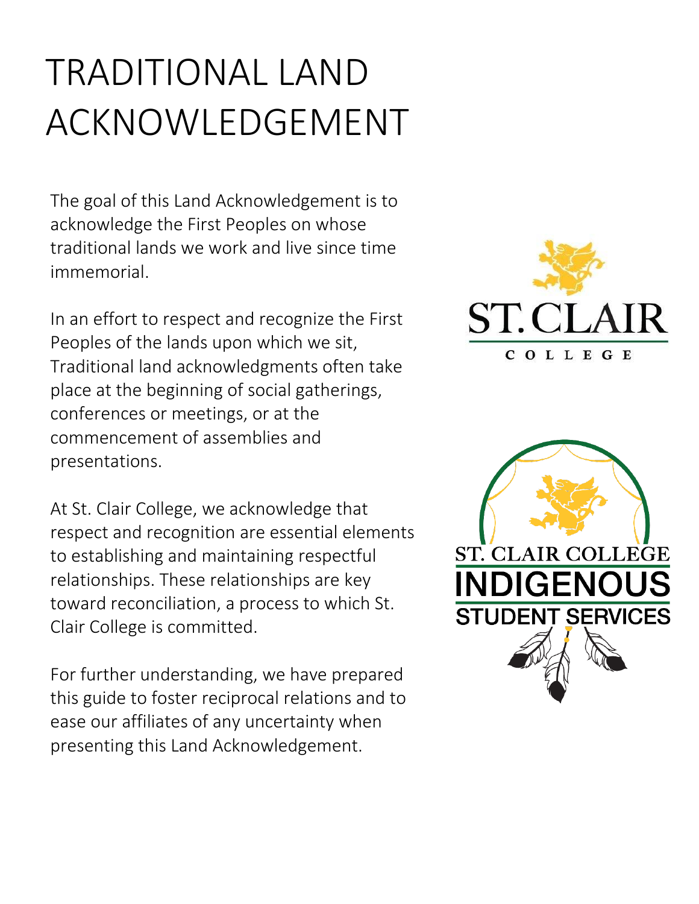# TRADITIONAL LAND ACKNOWLEDGEMENT

The goal of this Land Acknowledgement is to acknowledge the First Peoples on whose traditional lands we work and live since time immemorial.

In an effort to respect and recognize the First Peoples of the lands upon which we sit, Traditional land acknowledgments often take place at the beginning of social gatherings, conferences or meetings, or at the commencement of assemblies and presentations.

At St. Clair College, we acknowledge that respect and recognition are essential elements to establishing and maintaining respectful relationships. These relationships are key toward reconciliation, a process to which St. Clair College is committed.

For further understanding, we have prepared this guide to foster reciprocal relations and to ease our affiliates of any uncertainty when presenting this Land Acknowledgement.

ST. CLAIR COLLEGE

ST. CLAIR COLLEGE INDIGENOUS STUDENT SERVICES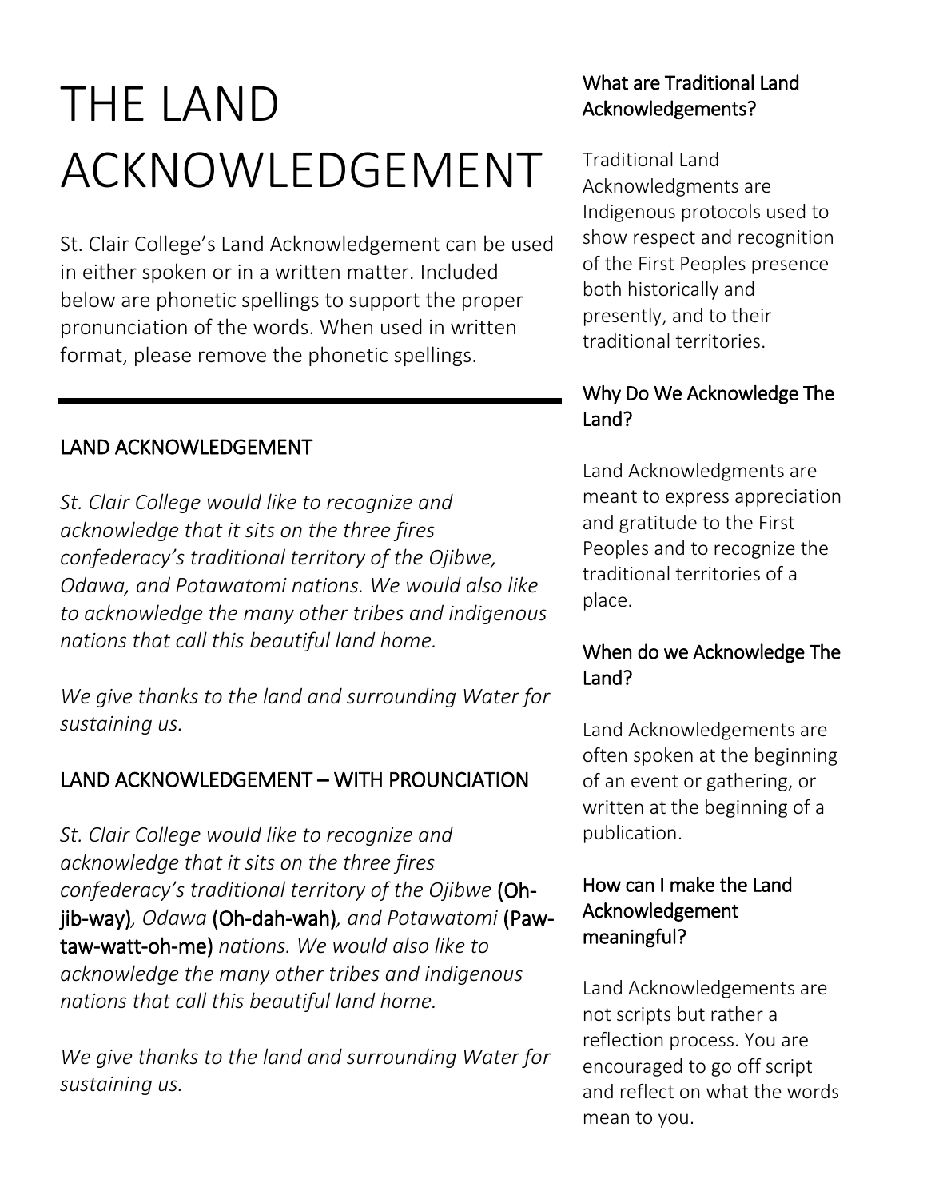# THE LAND ACKNOWLEDGEMENT

St. Clair College's Land Acknowledgement can be used in either spoken or in a written matter. Included below are phonetic spellings to support the proper pronunciation of the words. When used in written format, please remove the phonetic spellings.

---

## LAND ACKNOWLEDGEMENT

*St. Clair College would like to recognize and acknowledge that it sits on the three fires confederacy's traditional territory of the Ojibwe, Odawa, and Potawatomi nations. We would also like to acknowledge the many other tribes and indigenous nations that call this beautiful land home.*

*We give thanks to the land and surrounding Water for sustaining us.*

## LAND ACKNOWLEDGEMENT – WITH PROUNCIATION

*St. Clair College would like to recognize and acknowledge that it sits on the three fires confederacy's traditional territory of the Ojibwe* (Oh-jib-way)*, Odawa* (Oh-dah-wah)*, and Potawatomi* (Paw-taw-watt-oh-me) *nations. We would also like to acknowledge the many other tribes and indigenous nations that call this beautiful land home.*

*We give thanks to the land and surrounding Water for sustaining us.*

### What are Traditional Land Acknowledgements?

Traditional Land Acknowledgments are Indigenous protocols used to show respect and recognition of the First Peoples presence both historically and presently, and to their traditional territories.

### Why Do We Acknowledge The Land?

Land Acknowledgments are meant to express appreciation and gratitude to the First Peoples and to recognize the traditional territories of a place.

### When do we Acknowledge The Land?

Land Acknowledgements are often spoken at the beginning of an event or gathering, or written at the beginning of a publication.

### How can I make the Land Acknowledgement meaningful?

Land Acknowledgements are not scripts but rather a reflection process. You are encouraged to go off script and reflect on what the words mean to you.